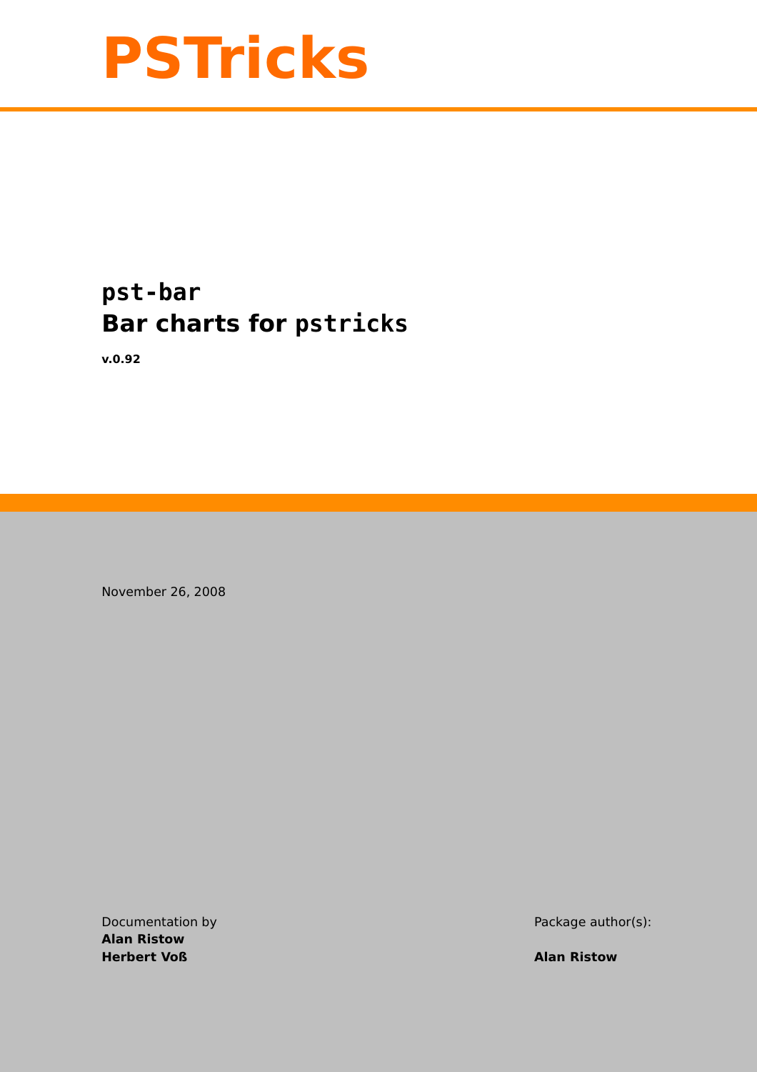# PSTricks

## `pst-bar`
## Bar charts for `pstricks`

**v.0.92**

November 26, 2008

Documentation by
**Alan Ristow**
**Herbert Voß**

Package author(s):

**Alan Ristow**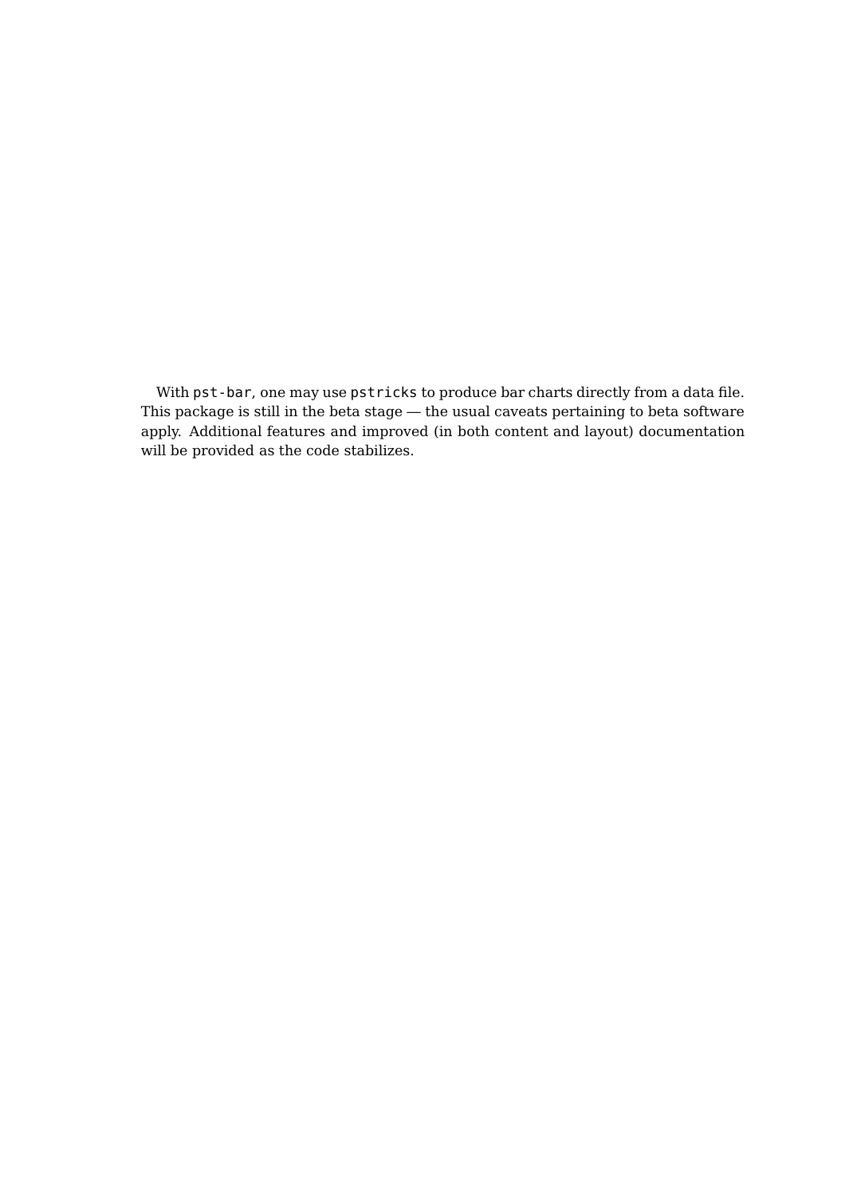With `pst-bar`, one may use `pstricks` to produce bar charts directly from a data file. This package is still in the beta stage — the usual caveats pertaining to beta software apply. Additional features and improved (in both content and layout) documentation will be provided as the code stabilizes.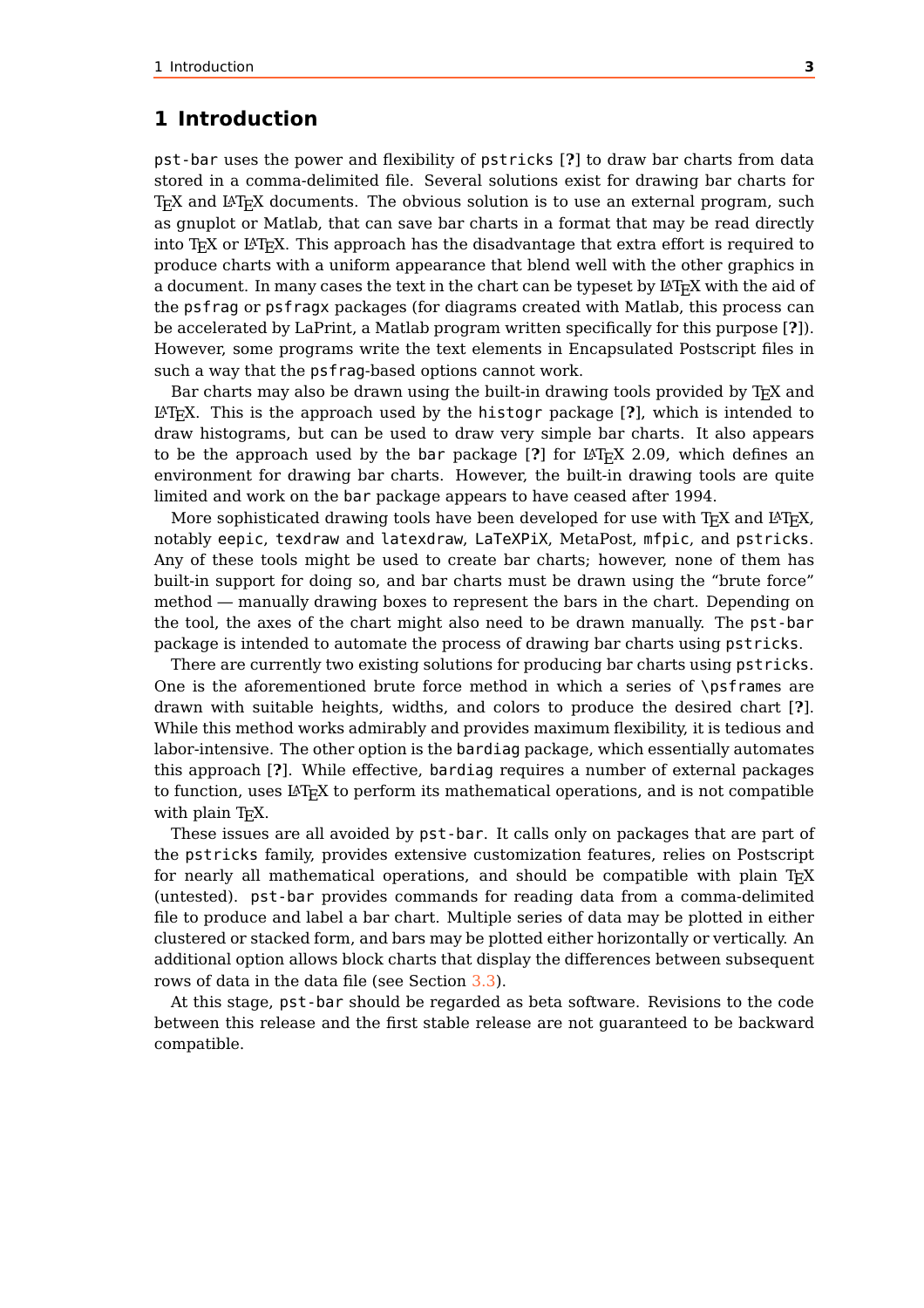# 1 Introduction

`pst-bar` uses the power and flexibility of `pstricks` [**?**] to draw bar charts from data stored in a comma-delimited file. Several solutions exist for drawing bar charts for TEX and LATEX documents. The obvious solution is to use an external program, such as gnuplot or Matlab, that can save bar charts in a format that may be read directly into TEX or LATEX. This approach has the disadvantage that extra effort is required to produce charts with a uniform appearance that blend well with the other graphics in a document. In many cases the text in the chart can be typeset by LATEX with the aid of the `psfrag` or `psfragx` packages (for diagrams created with Matlab, this process can be accelerated by LaPrint, a Matlab program written specifically for this purpose [**?**]). However, some programs write the text elements in Encapsulated Postscript files in such a way that the `psfrag`-based options cannot work.

Bar charts may also be drawn using the built-in drawing tools provided by TEX and LATEX. This is the approach used by the `histogr` package [**?**], which is intended to draw histograms, but can be used to draw very simple bar charts. It also appears to be the approach used by the `bar` package [**?**] for LATEX 2.09, which defines an environment for drawing bar charts. However, the built-in drawing tools are quite limited and work on the `bar` package appears to have ceased after 1994.

More sophisticated drawing tools have been developed for use with TEX and LATEX, notably `eepic`, `texdraw` and `latexdraw`, `LaTeXPiX`, MetaPost, `mfpic`, and `pstricks`. Any of these tools might be used to create bar charts; however, none of them has built-in support for doing so, and bar charts must be drawn using the "brute force" method — manually drawing boxes to represent the bars in the chart. Depending on the tool, the axes of the chart might also need to be drawn manually. The `pst-bar` package is intended to automate the process of drawing bar charts using `pstricks`.

There are currently two existing solutions for producing bar charts using `pstricks`. One is the aforementioned brute force method in which a series of `\psframes` are drawn with suitable heights, widths, and colors to produce the desired chart [**?**]. While this method works admirably and provides maximum flexibility, it is tedious and labor-intensive. The other option is the `bardiag` package, which essentially automates this approach [**?**]. While effective, `bardiag` requires a number of external packages to function, uses LATEX to perform its mathematical operations, and is not compatible with plain TEX.

These issues are all avoided by `pst-bar`. It calls only on packages that are part of the `pstricks` family, provides extensive customization features, relies on Postscript for nearly all mathematical operations, and should be compatible with plain TEX (untested). `pst-bar` provides commands for reading data from a comma-delimited file to produce and label a bar chart. Multiple series of data may be plotted in either clustered or stacked form, and bars may be plotted either horizontally or vertically. An additional option allows block charts that display the differences between subsequent rows of data in the data file (see Section 3.3).

At this stage, `pst-bar` should be regarded as beta software. Revisions to the code between this release and the first stable release are not guaranteed to be backward compatible.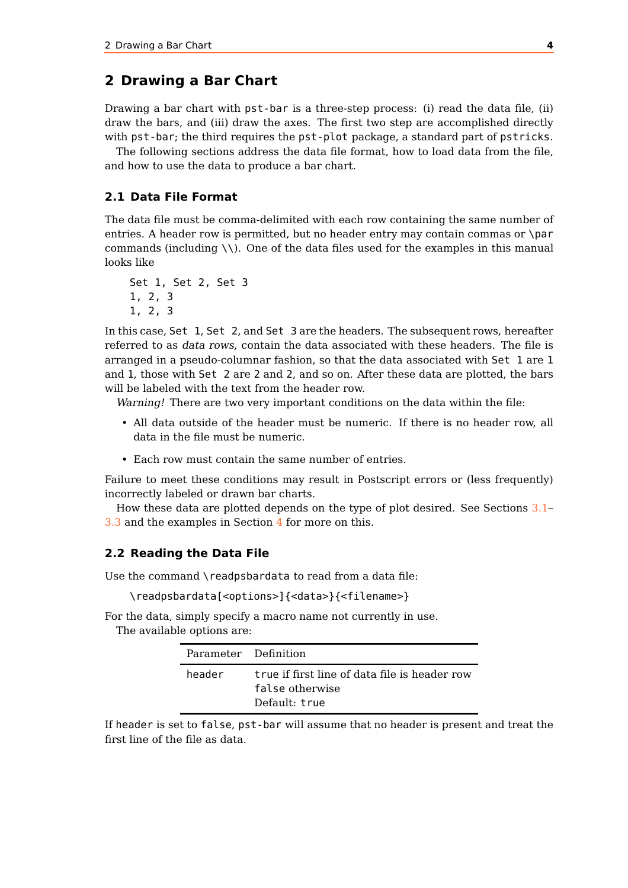## 2 Drawing a Bar Chart

Drawing a bar chart with `pst-bar` is a three-step process: (i) read the data file, (ii) draw the bars, and (iii) draw the axes. The first two step are accomplished directly with `pst-bar`; the third requires the `pst-plot` package, a standard part of `pstricks`.

The following sections address the data file format, how to load data from the file, and how to use the data to produce a bar chart.

### 2.1 Data File Format

The data file must be comma-delimited with each row containing the same number of entries. A header row is permitted, but no header entry may contain commas or `\par` commands (including `\\`). One of the data files used for the examples in this manual looks like

```
Set 1, Set 2, Set 3
1, 2, 3
1, 2, 3
```

In this case, `Set 1`, `Set 2`, and `Set 3` are the headers. The subsequent rows, hereafter referred to as *data rows*, contain the data associated with these headers. The file is arranged in a pseudo-columnar fashion, so that the data associated with `Set 1` are 1 and 1, those with `Set 2` are 2 and 2, and so on. After these data are plotted, the bars will be labeled with the text from the header row.

*Warning!* There are two very important conditions on the data within the file:

- All data outside of the header must be numeric. If there is no header row, all data in the file must be numeric.
- Each row must contain the same number of entries.

Failure to meet these conditions may result in Postscript errors or (less frequently) incorrectly labeled or drawn bar charts.

How these data are plotted depends on the type of plot desired. See Sections 3.1–3.3 and the examples in Section 4 for more on this.

### 2.2 Reading the Data File

Use the command `\readpsbardata` to read from a data file:

```
\readpsbardata[<options>]{<data>}{<filename>}
```

For the data, simply specify a macro name not currently in use.

The available options are:

| Parameter | Definition |
|---|---|
| `header` | `true` if first line of data file is header row<br>`false` otherwise<br>Default: `true` |

If `header` is set to `false`, `pst-bar` will assume that no header is present and treat the first line of the file as data.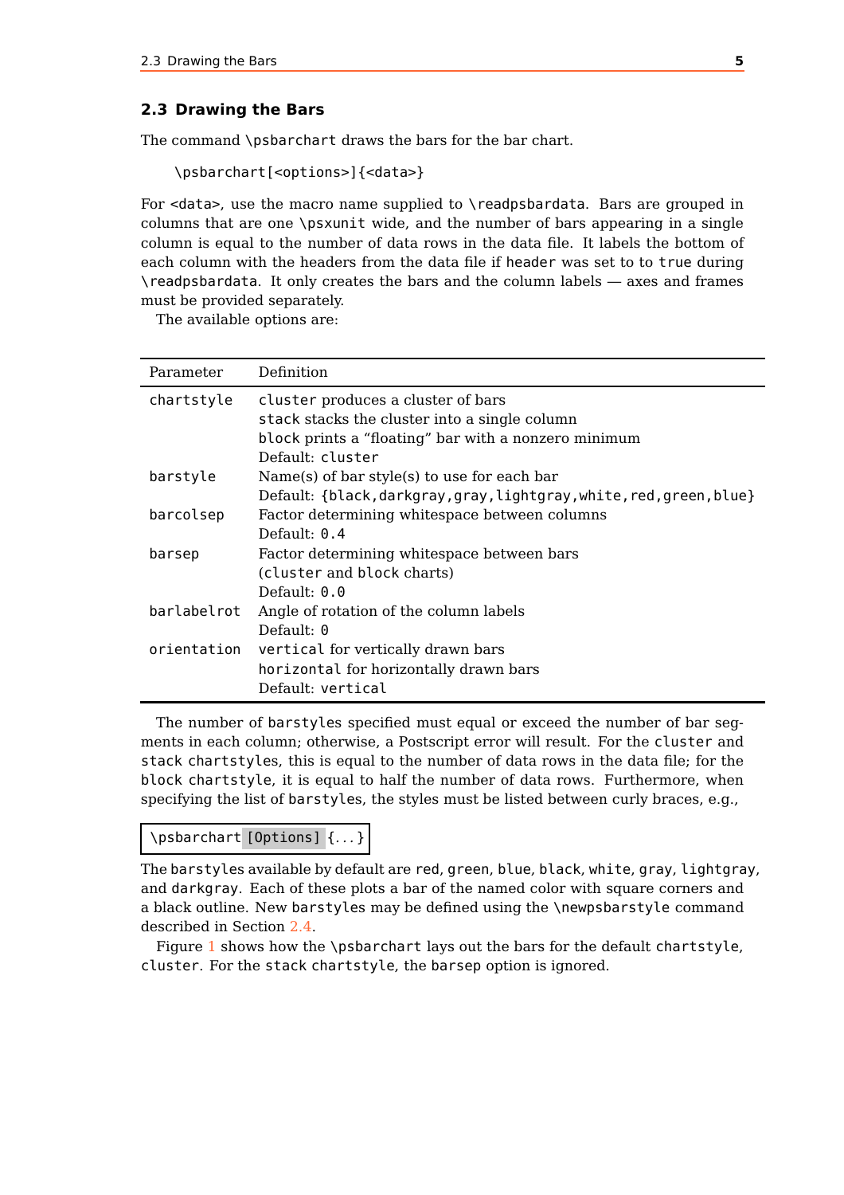## 2.3 Drawing the Bars

The command `\psbarchart` draws the bars for the bar chart.

```
\psbarchart[<options>]{<data>}
```

For `<data>`, use the macro name supplied to `\readpsbardata`. Bars are grouped in columns that are one `\psxunit` wide, and the number of bars appearing in a single column is equal to the number of data rows in the data file. It labels the bottom of each column with the headers from the data file if `header` was set to to `true` during `\readpsbardata`. It only creates the bars and the column labels — axes and frames must be provided separately.

The available options are:

| Parameter | Definition |
|---|---|
| `chartstyle` | `cluster` produces a cluster of bars<br>`stack` stacks the cluster into a single column<br>`block` prints a "floating" bar with a nonzero minimum<br>Default: `cluster` |
| `barstyle` | Name(s) of bar style(s) to use for each bar<br>Default: `{black,darkgray,gray,lightgray,white,red,green,blue}` |
| `barcolsep` | Factor determining whitespace between columns<br>Default: `0.4` |
| `barsep` | Factor determining whitespace between bars<br>(`cluster` and `block` charts)<br>Default: `0.0` |
| `barlabelrot` | Angle of rotation of the column labels<br>Default: `0` |
| `orientation` | `vertical` for vertically drawn bars<br>`horizontal` for horizontally drawn bars<br>Default: `vertical` |

The number of `barstyles` specified must equal or exceed the number of bar segments in each column; otherwise, a Postscript error will result. For the `cluster` and `stack` `chartstyles`, this is equal to the number of data rows in the data file; for the `block` `chartstyle`, it is equal to half the number of data rows. Furthermore, when specifying the list of `barstyles`, the styles must be listed between curly braces, e.g.,

```
\psbarchart [Options] {...}
```

The `barstyles` available by default are `red`, `green`, `blue`, `black`, `white`, `gray`, `lightgray`, and `darkgray`. Each of these plots a bar of the named color with square corners and a black outline. New `barstyles` may be defined using the `\newpsbarstyle` command described in Section 2.4.

Figure 1 shows how the `\psbarchart` lays out the bars for the default `chartstyle`, `cluster`. For the `stack` `chartstyle`, the `barsep` option is ignored.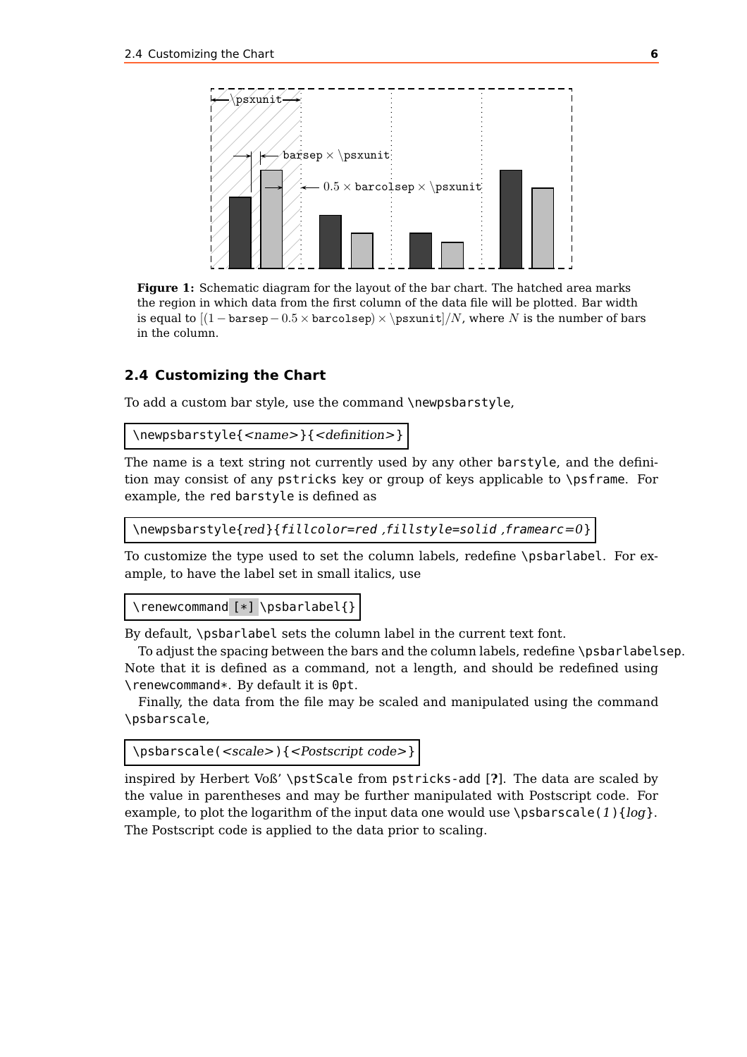**Figure 1:** Schematic diagram for the layout of the bar chart. The hatched area marks the region in which data from the first column of the data file will be plotted. Bar width is equal to $[(1 - \texttt{barsep} - 0.5 \times \texttt{barcolsep}) \times \backslash\texttt{psxunit}]/N$, where $N$ is the number of bars in the column.

## 2.4 Customizing the Chart

To add a custom bar style, use the command \newpsbarstyle,

```
\newpsbarstyle{<name>}{<definition>}
```

The name is a text string not currently used by any other barstyle, and the definition may consist of any pstricks key or group of keys applicable to \psframe. For example, the red barstyle is defined as

```
\newpsbarstyle{red}{fillcolor=red ,fillstyle=solid ,framearc=0}
```

To customize the type used to set the column labels, redefine \psbarlabel. For example, to have the label set in small italics, use

```
\renewcommand [*] \psbarlabel{}
```

By default, \psbarlabel sets the column label in the current text font.

To adjust the spacing between the bars and the column labels, redefine \psbarlabelsep. Note that it is defined as a command, not a length, and should be redefined using \renewcommand*. By default it is 0pt.

Finally, the data from the file may be scaled and manipulated using the command \psbarscale,

```
\psbarscale(<scale>){<Postscript code>}
```

inspired by Herbert Voß' \pstScale from pstricks-add [?]. The data are scaled by the value in parentheses and may be further manipulated with Postscript code. For example, to plot the logarithm of the input data one would use \psbarscale(1){log}. The Postscript code is applied to the data prior to scaling.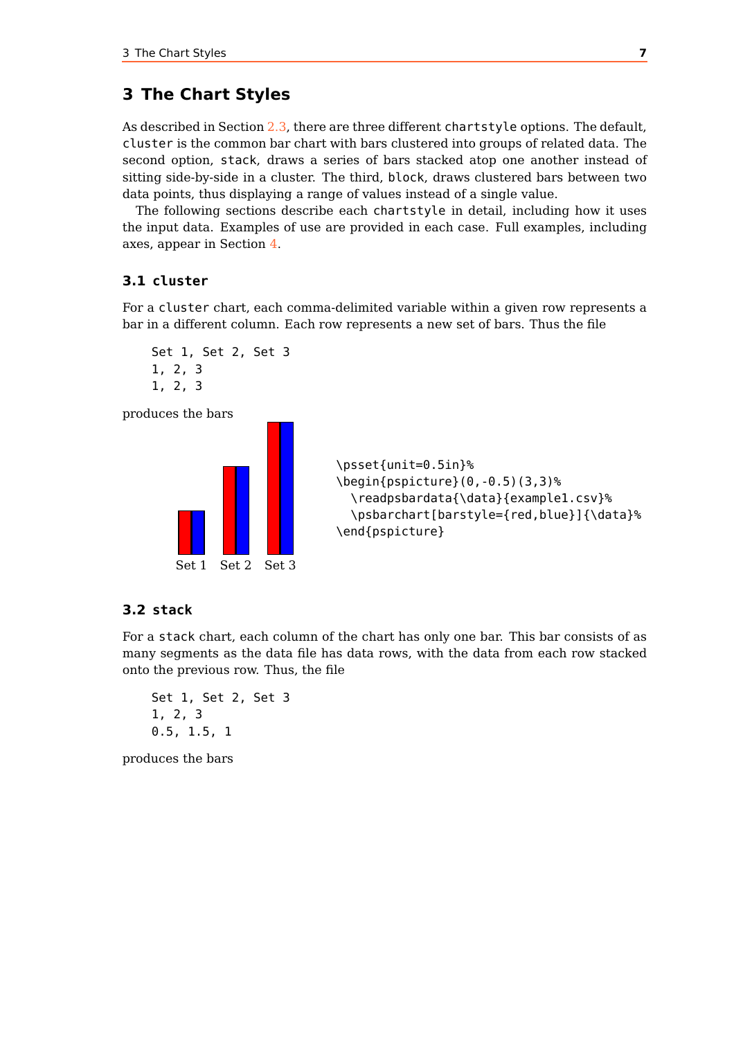# 3 The Chart Styles

As described in Section 2.3, there are three different `chartstyle` options. The default, `cluster` is the common bar chart with bars clustered into groups of related data. The second option, `stack`, draws a series of bars stacked atop one another instead of sitting side-by-side in a cluster. The third, `block`, draws clustered bars between two data points, thus displaying a range of values instead of a single value.

The following sections describe each `chartstyle` in detail, including how it uses the input data. Examples of use are provided in each case. Full examples, including axes, appear in Section 4.

## 3.1 cluster

For a `cluster` chart, each comma-delimited variable within a given row represents a bar in a different column. Each row represents a new set of bars. Thus the file

```
Set 1, Set 2, Set 3
1, 2, 3
1, 2, 3
```

produces the bars

Set 1 Set 2 Set 3

```
\psset{unit=0.5in}%
\begin{pspicture}(0,-0.5)(3,3)%
  \readpsbardata{\data}{example1.csv}%
  \psbarchart[barstyle={red,blue}]{\data}%
\end{pspicture}
```

## 3.2 stack

For a `stack` chart, each column of the chart has only one bar. This bar consists of as many segments as the data file has data rows, with the data from each row stacked onto the previous row. Thus, the file

```
Set 1, Set 2, Set 3
1, 2, 3
0.5, 1.5, 1
```

produces the bars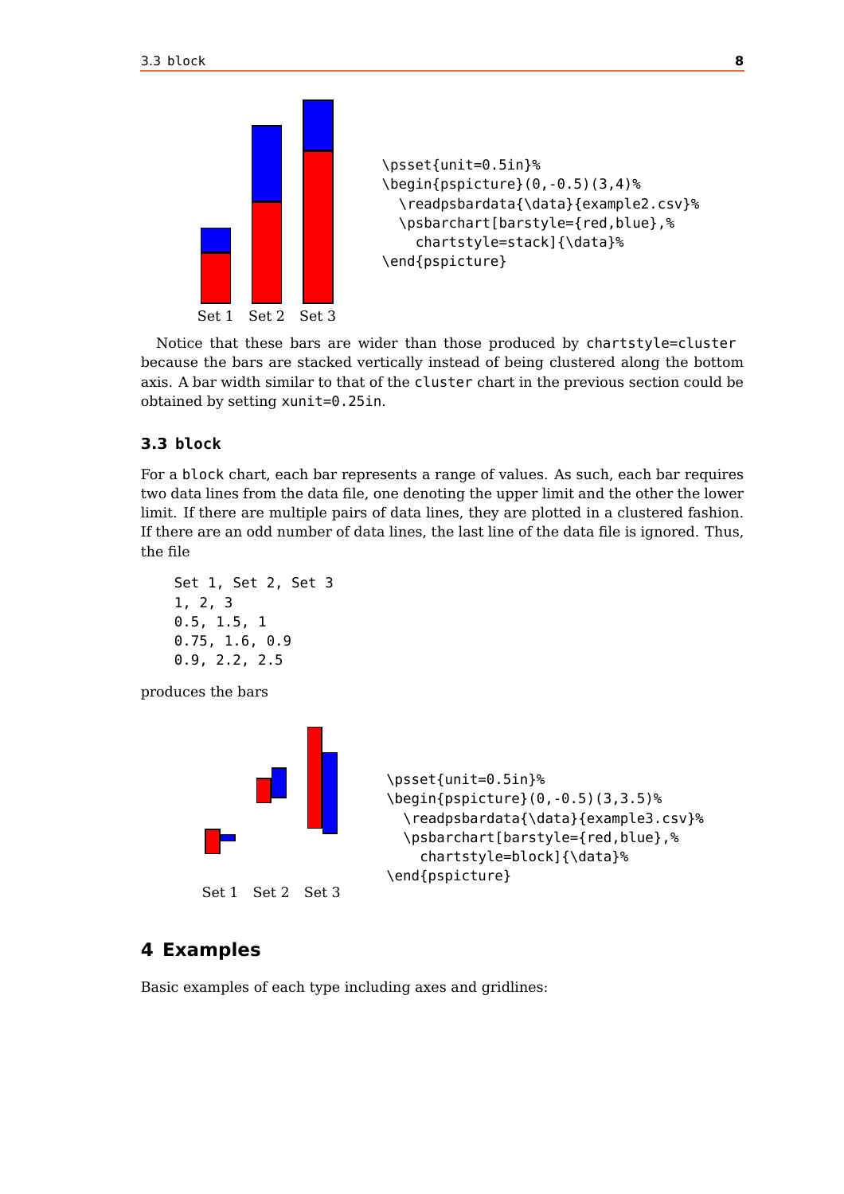```
\psset{unit=0.5in}%
\begin{pspicture}(0,-0.5)(3,4)%
  \readpsbardata{\data}{example2.csv}%
  \psbarchart[barstyle={red,blue},%
    chartstyle=stack]{\data}%
\end{pspicture}
```

Notice that these bars are wider than those produced by `chartstyle=cluster` because the bars are stacked vertically instead of being clustered along the bottom axis. A bar width similar to that of the `cluster` chart in the previous section could be obtained by setting `xunit=0.25in`.

### 3.3 `block`

For a `block` chart, each bar represents a range of values. As such, each bar requires two data lines from the data file, one denoting the upper limit and the other the lower limit. If there are multiple pairs of data lines, they are plotted in a clustered fashion. If there are an odd number of data lines, the last line of the data file is ignored. Thus, the file

```
Set 1, Set 2, Set 3
1, 2, 3
0.5, 1.5, 1
0.75, 1.6, 0.9
0.9, 2.2, 2.5
```

produces the bars

```
\psset{unit=0.5in}%
\begin{pspicture}(0,-0.5)(3,3.5)%
  \readpsbardata{\data}{example3.csv}%
  \psbarchart[barstyle={red,blue},%
    chartstyle=block]{\data}%
\end{pspicture}
```

## 4 Examples

Basic examples of each type including axes and gridlines: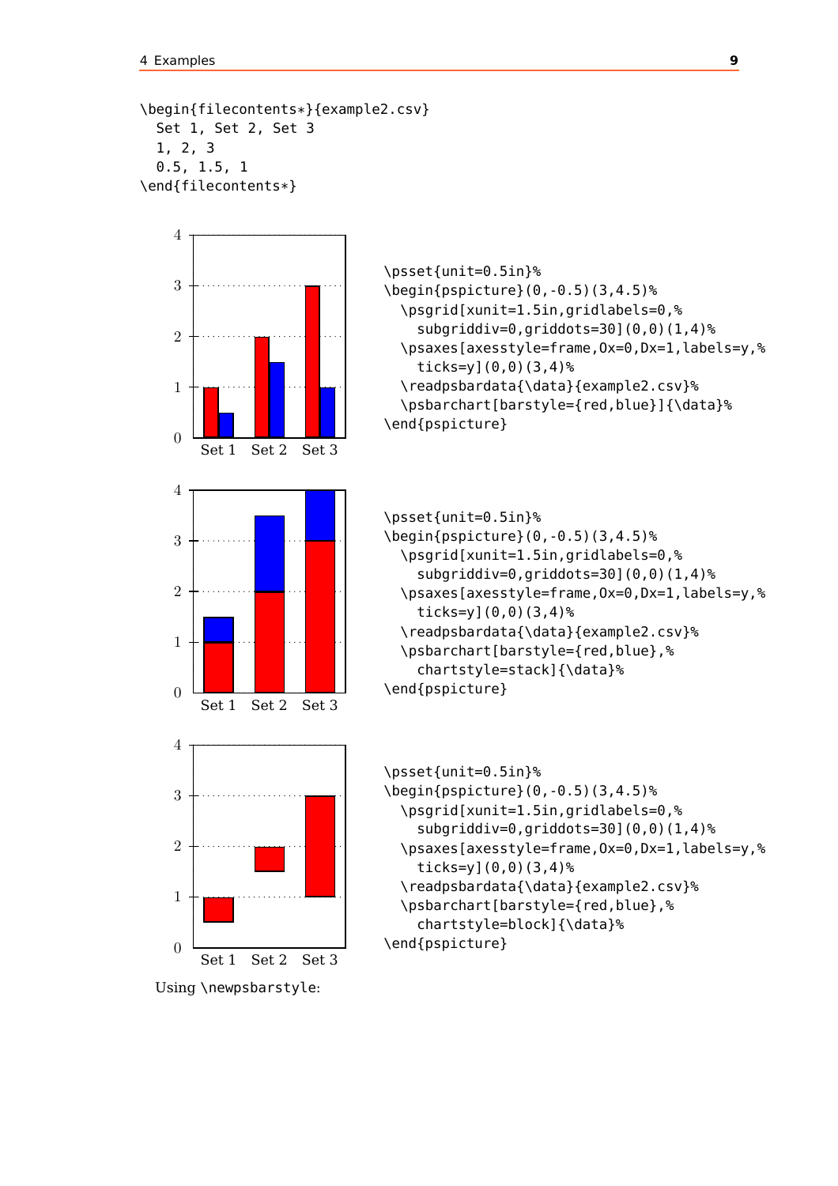```
\begin{filecontents*}{example2.csv}
  Set 1, Set 2, Set 3
  1, 2, 3
  0.5, 1.5, 1
\end{filecontents*}
```

```
\psset{unit=0.5in}%
\begin{pspicture}(0,-0.5)(3,4.5)%
  \psgrid[xunit=1.5in,gridlabels=0,%
    subgriddiv=0,griddots=30](0,0)(1,4)%
  \psaxes[axesstyle=frame,Ox=0,Dx=1,labels=y,%
    ticks=y](0,0)(3,4)%
  \readpsbardata{\data}{example2.csv}%
  \psbarchart[barstyle={red,blue}]{\data}%
\end{pspicture}
```

```
\psset{unit=0.5in}%
\begin{pspicture}(0,-0.5)(3,4.5)%
  \psgrid[xunit=1.5in,gridlabels=0,%
    subgriddiv=0,griddots=30](0,0)(1,4)%
  \psaxes[axesstyle=frame,Ox=0,Dx=1,labels=y,%
    ticks=y](0,0)(3,4)%
  \readpsbardata{\data}{example2.csv}%
  \psbarchart[barstyle={red,blue},%
    chartstyle=stack]{\data}%
\end{pspicture}
```

```
\psset{unit=0.5in}%
\begin{pspicture}(0,-0.5)(3,4.5)%
  \psgrid[xunit=1.5in,gridlabels=0,%
    subgriddiv=0,griddots=30](0,0)(1,4)%
  \psaxes[axesstyle=frame,Ox=0,Dx=1,labels=y,%
    ticks=y](0,0)(3,4)%
  \readpsbardata{\data}{example2.csv}%
  \psbarchart[barstyle={red,blue},%
    chartstyle=block]{\data}%
\end{pspicture}
```

Using \newpsbarstyle: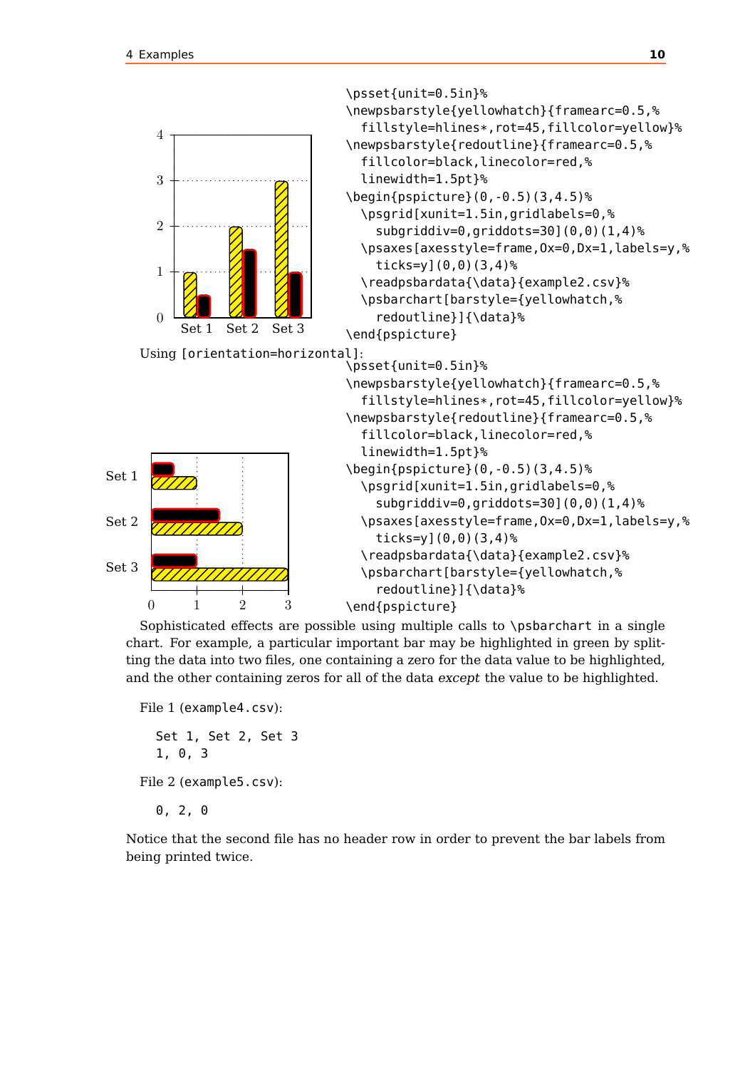```
\psset{unit=0.5in}%
\newpsbarstyle{yellowhatch}{framearc=0.5,%
  fillstyle=hlines*,rot=45,fillcolor=yellow}%
\newpsbarstyle{redoutline}{framearc=0.5,%
  fillcolor=black,linecolor=red,%
  linewidth=1.5pt}%
\begin{pspicture}(0,-0.5)(3,4.5)%
  \psgrid[xunit=1.5in,gridlabels=0,%
    subgriddiv=0,griddots=30](0,0)(1,4)%
  \psaxes[axesstyle=frame,Ox=0,Dx=1,labels=y,%
    ticks=y](0,0)(3,4)%
  \readpsbardata{\data}{example2.csv}%
  \psbarchart[barstyle={yellowhatch,%
    redoutline}]{\data}%
\end{pspicture}
```

Using [orientation=horizontal]:

```
\psset{unit=0.5in}%
\newpsbarstyle{yellowhatch}{framearc=0.5,%
  fillstyle=hlines*,rot=45,fillcolor=yellow}%
\newpsbarstyle{redoutline}{framearc=0.5,%
  fillcolor=black,linecolor=red,%
  linewidth=1.5pt}%
\begin{pspicture}(0,-0.5)(3,4.5)%
  \psgrid[xunit=1.5in,gridlabels=0,%
    subgriddiv=0,griddots=30](0,0)(1,4)%
  \psaxes[axesstyle=frame,Ox=0,Dx=1,labels=y,%
    ticks=y](0,0)(3,4)%
  \readpsbardata{\data}{example2.csv}%
  \psbarchart[barstyle={yellowhatch,%
    redoutline}]{\data}%
\end{pspicture}
```

Sophisticated effects are possible using multiple calls to `\psbarchart` in a single chart. For example, a particular important bar may be highlighted in green by splitting the data into two files, one containing a zero for the data value to be highlighted, and the other containing zeros for all of the data *except* the value to be highlighted.

File 1 (example4.csv):

```
Set 1, Set 2, Set 3
1, 0, 3
```

File 2 (example5.csv):

```
0, 2, 0
```

Notice that the second file has no header row in order to prevent the bar labels from being printed twice.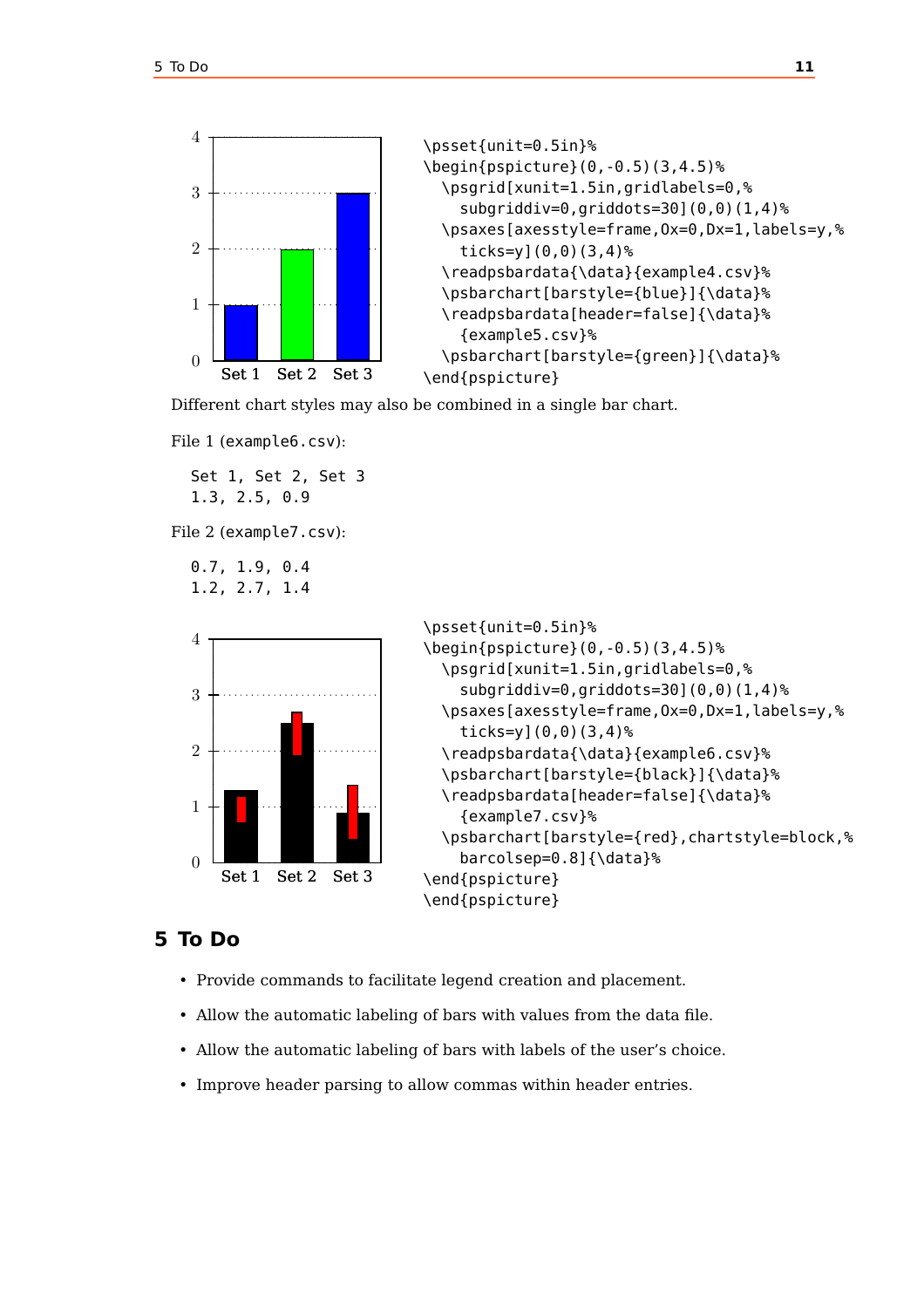```
\psset{unit=0.5in}%
\begin{pspicture}(0,-0.5)(3,4.5)%
  \psgrid[xunit=1.5in,gridlabels=0,%
    subgriddiv=0,griddots=30](0,0)(1,4)%
  \psaxes[axesstyle=frame,Ox=0,Dx=1,labels=y,%
    ticks=y](0,0)(3,4)%
  \readpsbardata{\data}{example4.csv}%
  \psbarchart[barstyle={blue}]{\data}%
  \readpsbardata[header=false]{\data}%
    {example5.csv}%
  \psbarchart[barstyle={green}]{\data}%
\end{pspicture}
```

Different chart styles may also be combined in a single bar chart.

File 1 (`example6.csv`):

```
Set 1, Set 2, Set 3
1.3, 2.5, 0.9
```

File 2 (`example7.csv`):

```
0.7, 1.9, 0.4
1.2, 2.7, 1.4
```

```
\psset{unit=0.5in}%
\begin{pspicture}(0,-0.5)(3,4.5)%
  \psgrid[xunit=1.5in,gridlabels=0,%
    subgriddiv=0,griddots=30](0,0)(1,4)%
  \psaxes[axesstyle=frame,Ox=0,Dx=1,labels=y,%
    ticks=y](0,0)(3,4)%
  \readpsbardata{\data}{example6.csv}%
  \psbarchart[barstyle={black}]{\data}%
  \readpsbardata[header=false]{\data}%
    {example7.csv}%
  \psbarchart[barstyle={red},chartstyle=block,%
    barcolsep=0.8]{\data}%
\end{pspicture}
\end{pspicture}
```

## 5 To Do

- Provide commands to facilitate legend creation and placement.
- Allow the automatic labeling of bars with values from the data file.
- Allow the automatic labeling of bars with labels of the user's choice.
- Improve header parsing to allow commas within header entries.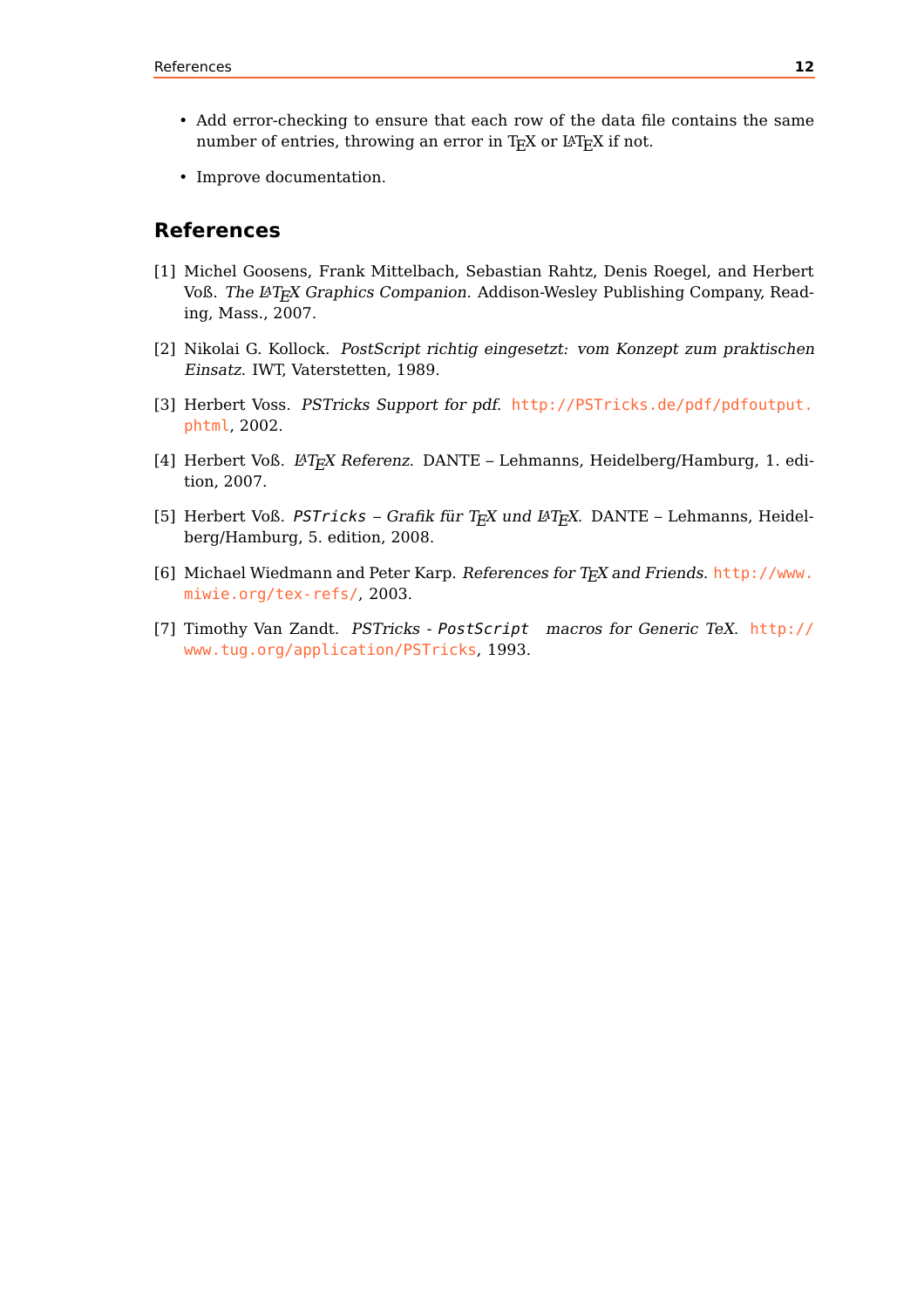- Add error-checking to ensure that each row of the data file contains the same number of entries, throwing an error in TEX or LATEX if not.
- Improve documentation.

## References

[1] Michel Goosens, Frank Mittelbach, Sebastian Rahtz, Denis Roegel, and Herbert Voß. *The LATEX Graphics Companion*. Addison-Wesley Publishing Company, Reading, Mass., 2007.

[2] Nikolai G. Kollock. *PostScript richtig eingesetzt: vom Konzept zum praktischen Einsatz*. IWT, Vaterstetten, 1989.

[3] Herbert Voss. *PSTricks Support for pdf*. http://PSTricks.de/pdf/pdfoutput.phtml, 2002.

[4] Herbert Voß. *LATEX Referenz*. DANTE – Lehmanns, Heidelberg/Hamburg, 1. edition, 2007.

[5] Herbert Voß. *PSTricks – Grafik für TEX und LATEX*. DANTE – Lehmanns, Heidelberg/Hamburg, 5. edition, 2008.

[6] Michael Wiedmann and Peter Karp. *References for TEX and Friends*. http://www.miwie.org/tex-refs/, 2003.

[7] Timothy Van Zandt. *PSTricks - PostScript macros for Generic TeX*. http://www.tug.org/application/PSTricks, 1993.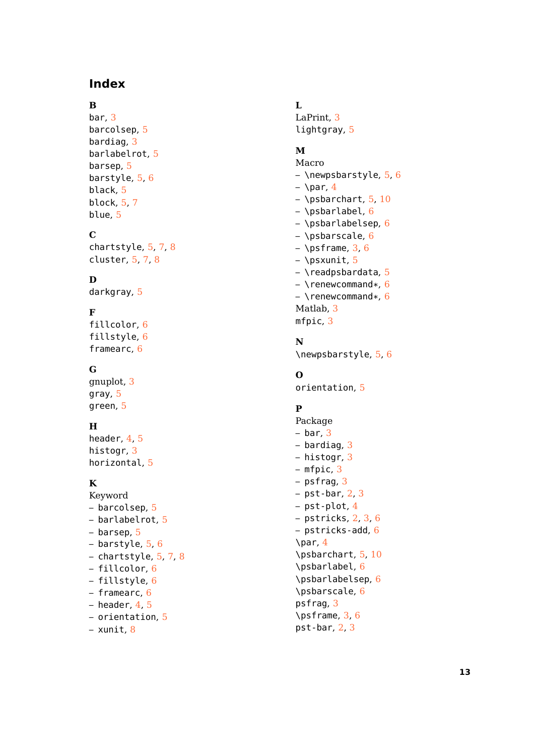# Index

**B**
bar, 3
barcolsep, 5
bardiag, 3
barlabelrot, 5
barsep, 5
barstyle, 5, 6
black, 5
block, 5, 7
blue, 5

**C**
chartstyle, 5, 7, 8
cluster, 5, 7, 8

**D**
darkgray, 5

**F**
fillcolor, 6
fillstyle, 6
framearc, 6

**G**
gnuplot, 3
gray, 5
green, 5

**H**
header, 4, 5
histogr, 3
horizontal, 5

**K**
Keyword
– barcolsep, 5
– barlabelrot, 5
– barsep, 5
– barstyle, 5, 6
– chartstyle, 5, 7, 8
– fillcolor, 6
– fillstyle, 6
– framearc, 6
– header, 4, 5
– orientation, 5
– xunit, 8

**L**
LaPrint, 3
lightgray, 5

**M**
Macro
– \newpsbarstyle, 5, 6
– \par, 4
– \psbarchart, 5, 10
– \psbarlabel, 6
– \psbarlabelsep, 6
– \psbarscale, 6
– \psframe, 3, 6
– \psxunit, 5
– \readpsbardata, 5
– \renewcommand*, 6
– \renewcommand*, 6
Matlab, 3
mfpic, 3

**N**
\newpsbarstyle, 5, 6

**O**
orientation, 5

**P**
Package
– bar, 3
– bardiag, 3
– histogr, 3
– mfpic, 3
– psfrag, 3
– pst-bar, 2, 3
– pst-plot, 4
– pstricks, 2, 3, 6
– pstricks-add, 6
\par, 4
\psbarchart, 5, 10
\psbarlabel, 6
\psbarlabelsep, 6
\psbarscale, 6
psfrag, 3
\psframe, 3, 6
pst-bar, 2, 3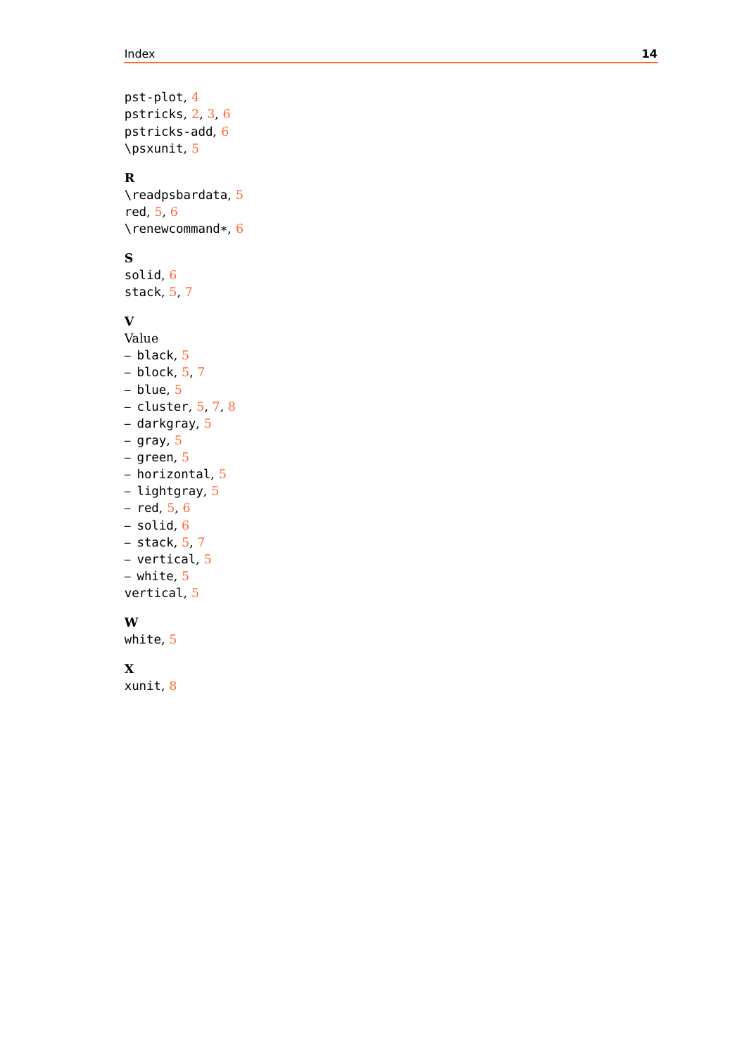pst-plot, 4
pstricks, 2, 3, 6
pstricks-add, 6
\psxunit, 5

**R**

\readpsbardata, 5
red, 5, 6
\renewcommand*, 6

**S**

solid, 6
stack, 5, 7

**V**

Value
– black, 5
– block, 5, 7
– blue, 5
– cluster, 5, 7, 8
– darkgray, 5
– gray, 5
– green, 5
– horizontal, 5
– lightgray, 5
– red, 5, 6
– solid, 6
– stack, 5, 7
– vertical, 5
– white, 5
vertical, 5

**W**

white, 5

**X**

xunit, 8